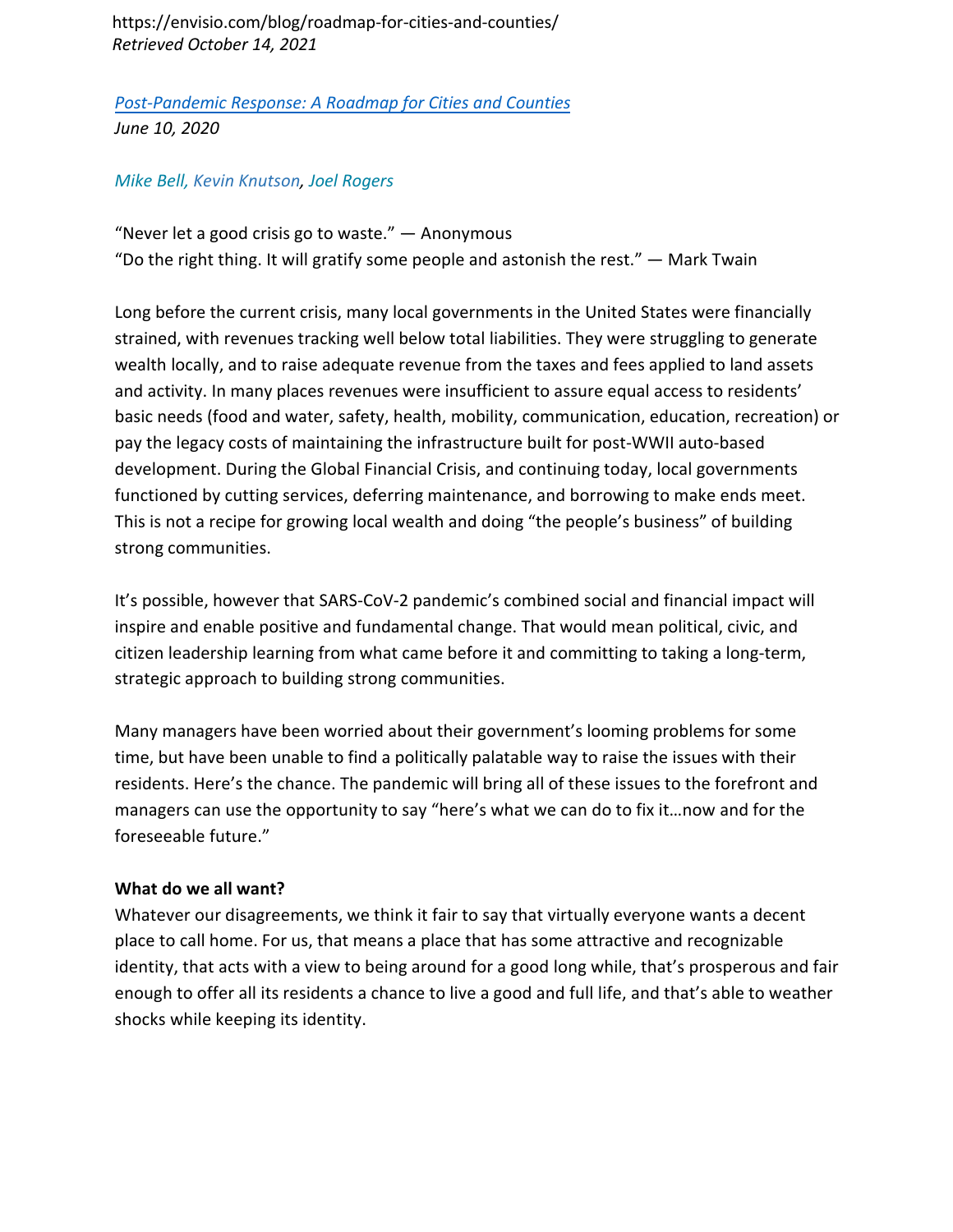https://envisio.com/blog/roadmap-for-cities-and-counties/
*Retrieved October 14, 2021*

*Post-Pandemic Response: A Roadmap for Cities and Counties*
*June 10, 2020*

*Mike Bell, Kevin Knutson, Joel Rogers*

"Never let a good crisis go to waste." — Anonymous
"Do the right thing. It will gratify some people and astonish the rest." — Mark Twain

Long before the current crisis, many local governments in the United States were financially strained, with revenues tracking well below total liabilities. They were struggling to generate wealth locally, and to raise adequate revenue from the taxes and fees applied to land assets and activity. In many places revenues were insufficient to assure equal access to residents' basic needs (food and water, safety, health, mobility, communication, education, recreation) or pay the legacy costs of maintaining the infrastructure built for post-WWII auto-based development. During the Global Financial Crisis, and continuing today, local governments functioned by cutting services, deferring maintenance, and borrowing to make ends meet. This is not a recipe for growing local wealth and doing "the people's business" of building strong communities.

It's possible, however that SARS-CoV-2 pandemic's combined social and financial impact will inspire and enable positive and fundamental change. That would mean political, civic, and citizen leadership learning from what came before it and committing to taking a long-term, strategic approach to building strong communities.

Many managers have been worried about their government's looming problems for some time, but have been unable to find a politically palatable way to raise the issues with their residents. Here's the chance. The pandemic will bring all of these issues to the forefront and managers can use the opportunity to say "here's what we can do to fix it…now and for the foreseeable future."

**What do we all want?**

Whatever our disagreements, we think it fair to say that virtually everyone wants a decent place to call home. For us, that means a place that has some attractive and recognizable identity, that acts with a view to being around for a good long while, that's prosperous and fair enough to offer all its residents a chance to live a good and full life, and that's able to weather shocks while keeping its identity.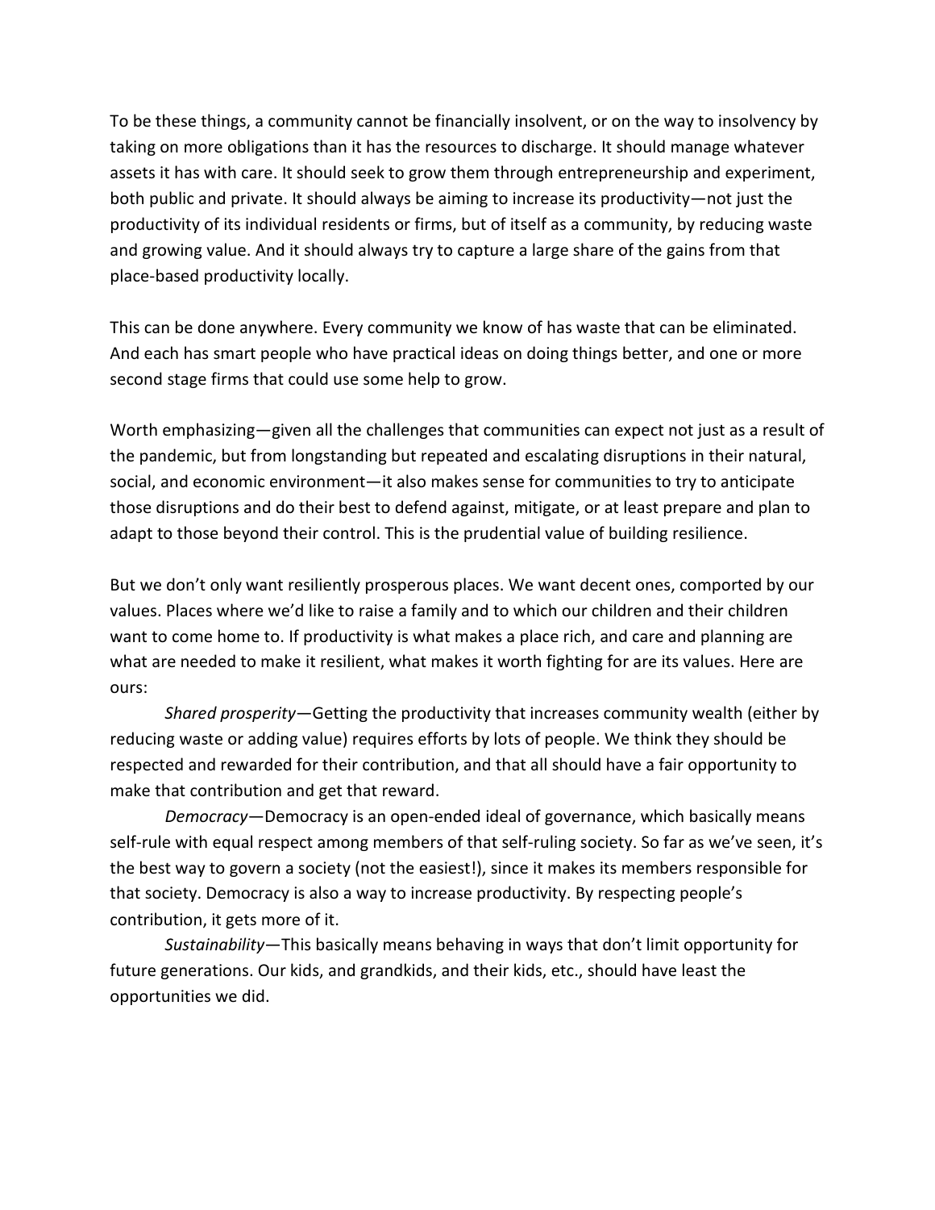To be these things, a community cannot be financially insolvent, or on the way to insolvency by taking on more obligations than it has the resources to discharge. It should manage whatever assets it has with care. It should seek to grow them through entrepreneurship and experiment, both public and private. It should always be aiming to increase its productivity—not just the productivity of its individual residents or firms, but of itself as a community, by reducing waste and growing value. And it should always try to capture a large share of the gains from that place-based productivity locally.

This can be done anywhere. Every community we know of has waste that can be eliminated. And each has smart people who have practical ideas on doing things better, and one or more second stage firms that could use some help to grow.

Worth emphasizing—given all the challenges that communities can expect not just as a result of the pandemic, but from longstanding but repeated and escalating disruptions in their natural, social, and economic environment—it also makes sense for communities to try to anticipate those disruptions and do their best to defend against, mitigate, or at least prepare and plan to adapt to those beyond their control. This is the prudential value of building resilience.

But we don't only want resiliently prosperous places. We want decent ones, comported by our values. Places where we'd like to raise a family and to which our children and their children want to come home to. If productivity is what makes a place rich, and care and planning are what are needed to make it resilient, what makes it worth fighting for are its values. Here are ours:

*Shared prosperity*—Getting the productivity that increases community wealth (either by reducing waste or adding value) requires efforts by lots of people. We think they should be respected and rewarded for their contribution, and that all should have a fair opportunity to make that contribution and get that reward.

*Democracy*—Democracy is an open-ended ideal of governance, which basically means self-rule with equal respect among members of that self-ruling society. So far as we've seen, it's the best way to govern a society (not the easiest!), since it makes its members responsible for that society. Democracy is also a way to increase productivity. By respecting people's contribution, it gets more of it.

*Sustainability*—This basically means behaving in ways that don't limit opportunity for future generations. Our kids, and grandkids, and their kids, etc., should have least the opportunities we did.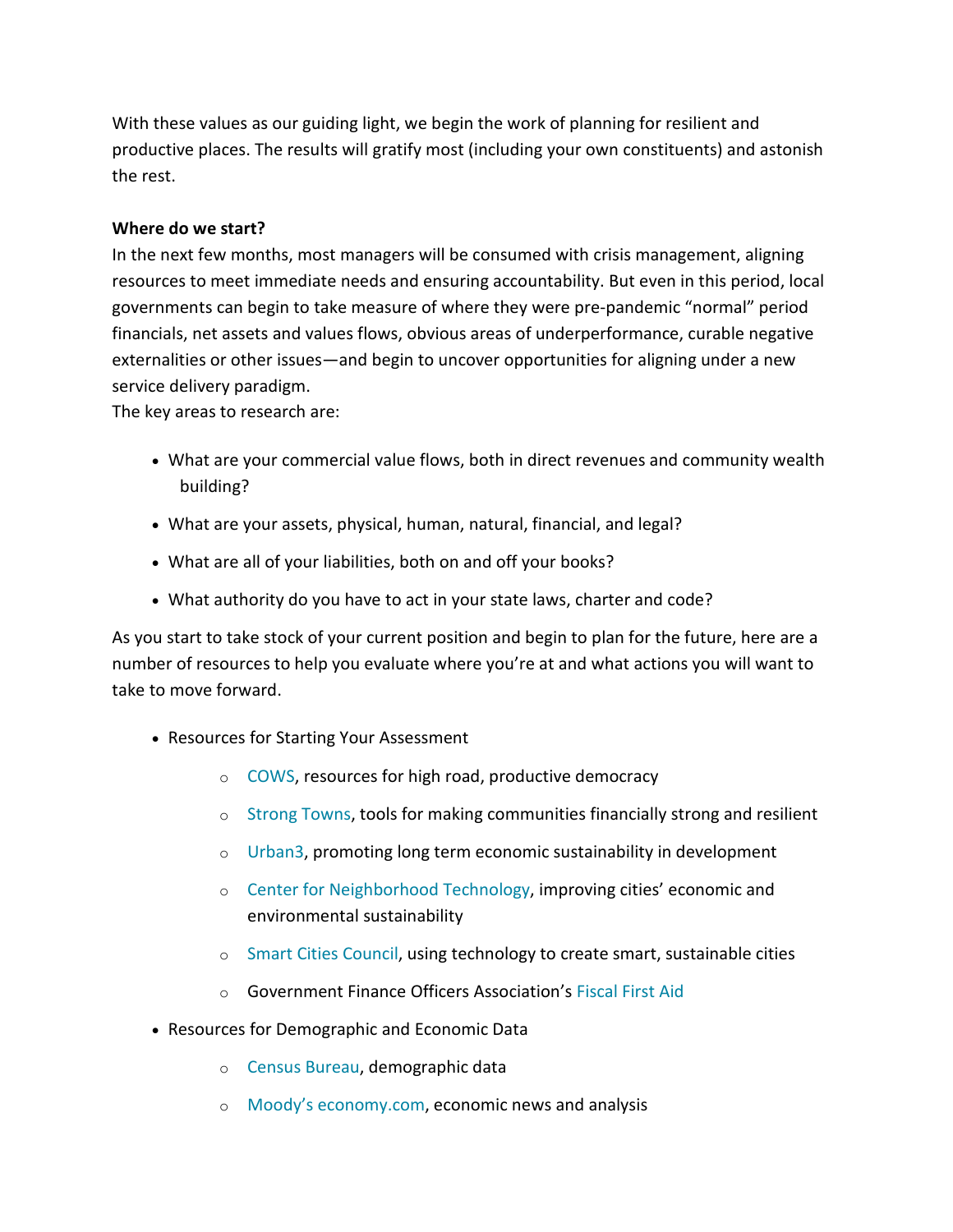With these values as our guiding light, we begin the work of planning for resilient and productive places. The results will gratify most (including your own constituents) and astonish the rest.

**Where do we start?**

In the next few months, most managers will be consumed with crisis management, aligning resources to meet immediate needs and ensuring accountability. But even in this period, local governments can begin to take measure of where they were pre-pandemic "normal" period financials, net assets and values flows, obvious areas of underperformance, curable negative externalities or other issues—and begin to uncover opportunities for aligning under a new service delivery paradigm.

The key areas to research are:

- What are your commercial value flows, both in direct revenues and community wealth building?
- What are your assets, physical, human, natural, financial, and legal?
- What are all of your liabilities, both on and off your books?
- What authority do you have to act in your state laws, charter and code?

As you start to take stock of your current position and begin to plan for the future, here are a number of resources to help you evaluate where you're at and what actions you will want to take to move forward.

- Resources for Starting Your Assessment
  - COWS, resources for high road, productive democracy
  - Strong Towns, tools for making communities financially strong and resilient
  - Urban3, promoting long term economic sustainability in development
  - Center for Neighborhood Technology, improving cities' economic and environmental sustainability
  - Smart Cities Council, using technology to create smart, sustainable cities
  - Government Finance Officers Association's Fiscal First Aid
- Resources for Demographic and Economic Data
  - Census Bureau, demographic data
  - Moody's economy.com, economic news and analysis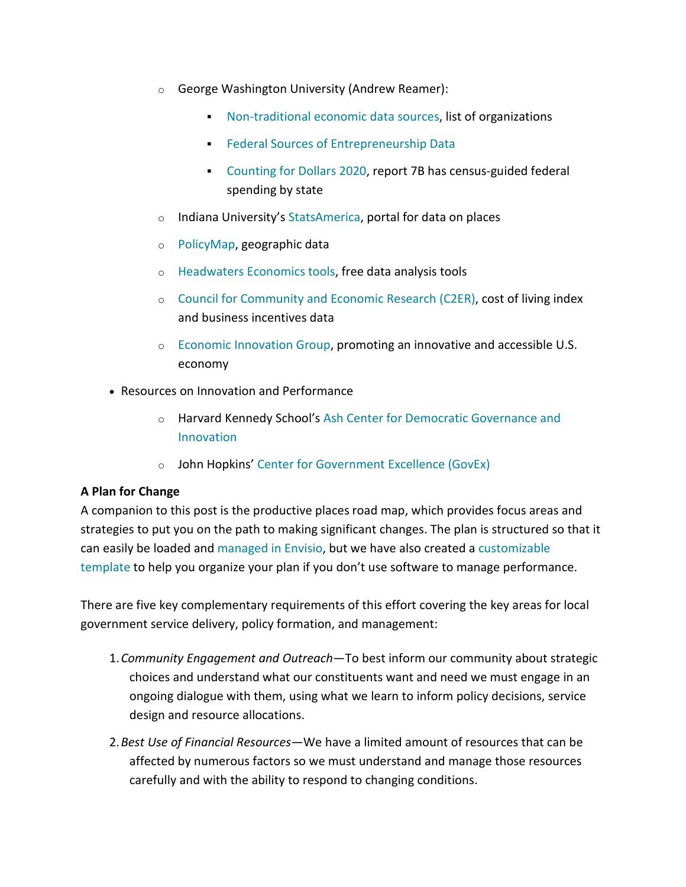- George Washington University (Andrew Reamer):
    - Non-traditional economic data sources, list of organizations
    - Federal Sources of Entrepreneurship Data
    - Counting for Dollars 2020, report 7B has census-guided federal spending by state
  - Indiana University's StatsAmerica, portal for data on places
  - PolicyMap, geographic data
  - Headwaters Economics tools, free data analysis tools
  - Council for Community and Economic Research (C2ER), cost of living index and business incentives data
  - Economic Innovation Group, promoting an innovative and accessible U.S. economy
- Resources on Innovation and Performance
  - Harvard Kennedy School's Ash Center for Democratic Governance and Innovation
  - John Hopkins' Center for Government Excellence (GovEx)

**A Plan for Change**

A companion to this post is the productive places road map, which provides focus areas and strategies to put you on the path to making significant changes. The plan is structured so that it can easily be loaded and managed in Envisio, but we have also created a customizable template to help you organize your plan if you don't use software to manage performance.

There are five key complementary requirements of this effort covering the key areas for local government service delivery, policy formation, and management:

1. *Community Engagement and Outreach*—To best inform our community about strategic choices and understand what our constituents want and need we must engage in an ongoing dialogue with them, using what we learn to inform policy decisions, service design and resource allocations.
2. *Best Use of Financial Resources*—We have a limited amount of resources that can be affected by numerous factors so we must understand and manage those resources carefully and with the ability to respond to changing conditions.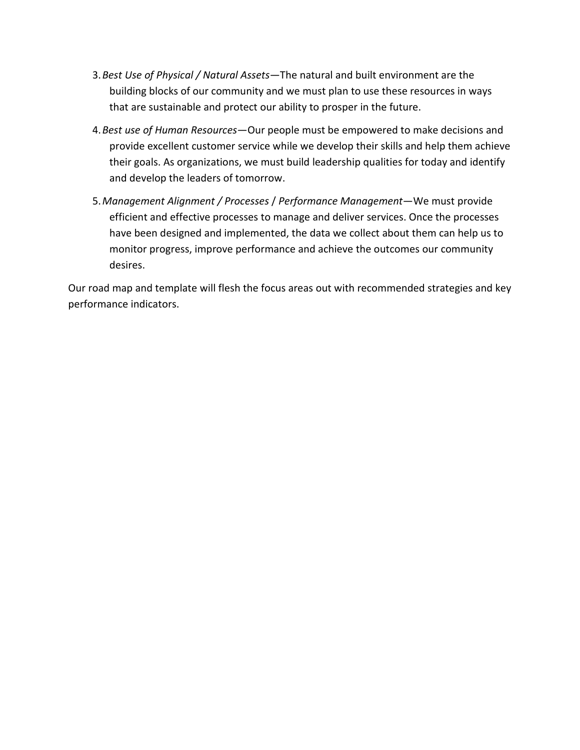3. *Best Use of Physical / Natural Assets*—The natural and built environment are the building blocks of our community and we must plan to use these resources in ways that are sustainable and protect our ability to prosper in the future.

4. *Best use of Human Resources*—Our people must be empowered to make decisions and provide excellent customer service while we develop their skills and help them achieve their goals. As organizations, we must build leadership qualities for today and identify and develop the leaders of tomorrow.

5. *Management Alignment / Processes* / *Performance Management*—We must provide efficient and effective processes to manage and deliver services. Once the processes have been designed and implemented, the data we collect about them can help us to monitor progress, improve performance and achieve the outcomes our community desires.

Our road map and template will flesh the focus areas out with recommended strategies and key performance indicators.